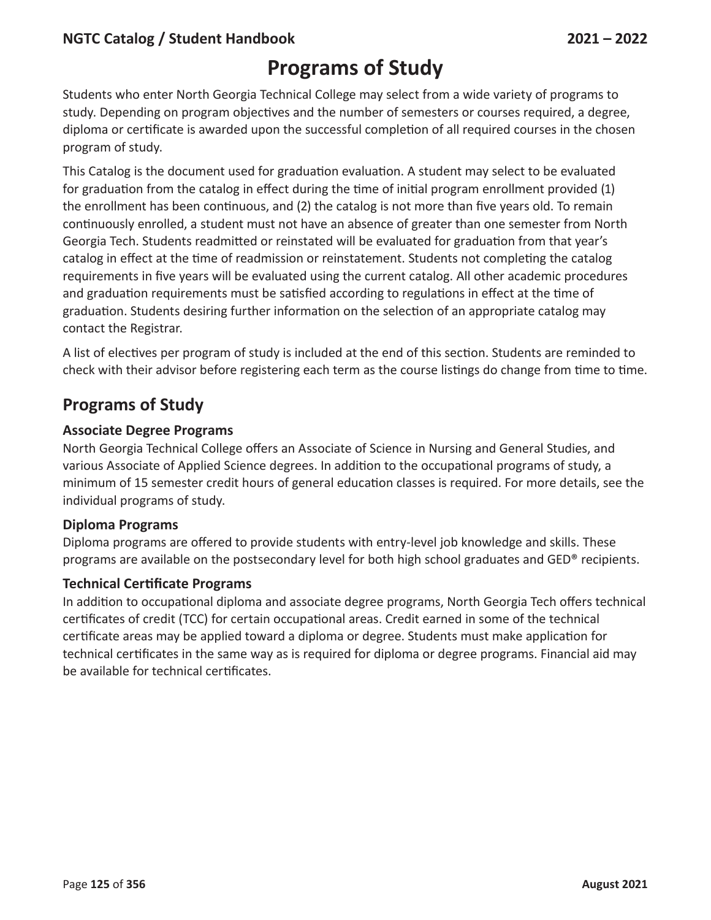# Programs of Study

Students who enter North Georgia Technical College may select from a wide variety of programs to study. Depending on program objectives and the number of semesters or courses required, a degree, diploma or certificate is awarded upon the successful completion of all required courses in the chosen program of study.

This Catalog is the document used for graduation evaluation. A student may select to be evaluated for graduation from the catalog in effect during the time of initial program enrollment provided (1) the enrollment has been continuous, and (2) the catalog is not more than five years old. To remain continuously enrolled, a student must not have an absence of greater than one semester from North Georgia Tech. Students readmitted or reinstated will be evaluated for graduation from that year's catalog in effect at the time of readmission or reinstatement. Students not completing the catalog requirements in five years will be evaluated using the current catalog. All other academic procedures and graduation requirements must be satisfied according to regulations in effect at the time of graduation. Students desiring further information on the selection of an appropriate catalog may contact the Registrar.

A list of electives per program of study is included at the end of this section. Students are reminded to check with their advisor before registering each term as the course listings do change from time to time.

## Programs of Study

### Associate Degree Programs

North Georgia Technical College offers an Associate of Science in Nursing and General Studies, and various Associate of Applied Science degrees. In addition to the occupational programs of study, a minimum of 15 semester credit hours of general education classes is required. For more details, see the individual programs of study.

### Diploma Programs

Diploma programs are offered to provide students with entry-level job knowledge and skills. These programs are available on the postsecondary level for both high school graduates and GED® recipients.

### Technical Certificate Programs

In addition to occupational diploma and associate degree programs, North Georgia Tech offers technical certificates of credit (TCC) for certain occupational areas. Credit earned in some of the technical certificate areas may be applied toward a diploma or degree. Students must make application for technical certificates in the same way as is required for diploma or degree programs. Financial aid may be available for technical certificates.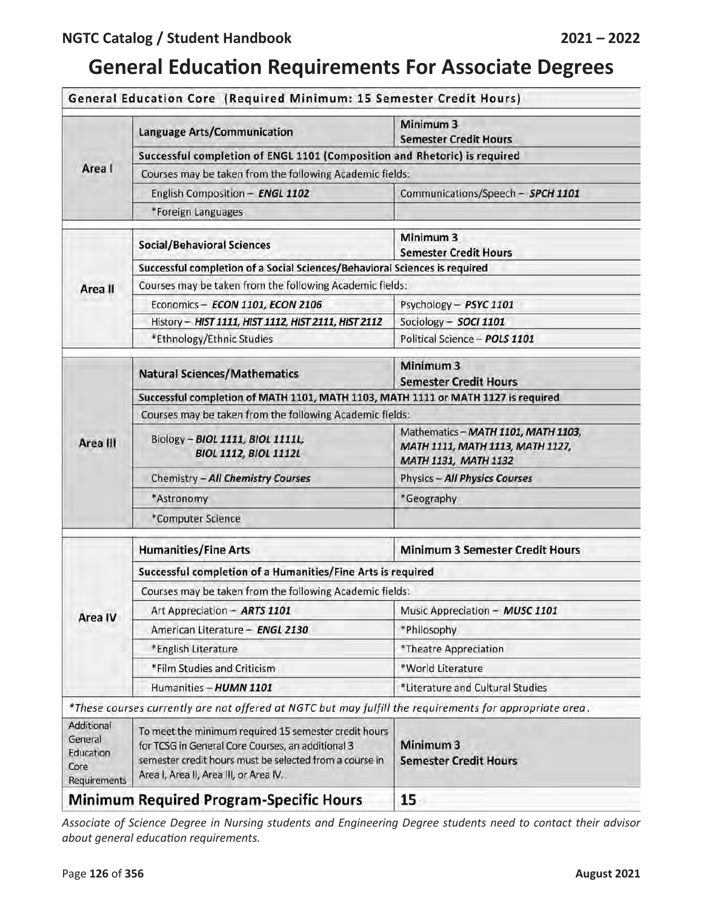# General Education Requirements For Associate Degrees

| General Education Core (Required Minimum: 15 Semester Credit Hours) | | |
|---|---|---|
| **Area I** | **Language Arts/Communication** | **Minimum 3 Semester Credit Hours** |
| | **Successful completion of ENGL 1101 (Composition and Rhetoric) is required** | |
| | Courses may be taken from the following Academic fields: | |
| | English Composition – ***ENGL 1102*** | Communications/Speech – ***SPCH 1101*** |
| | *Foreign Languages | |
| **Area II** | **Social/Behavioral Sciences** | **Minimum 3 Semester Credit Hours** |
| | **Successful completion of a Social Sciences/Behavioral Sciences is required** | |
| | Courses may be taken from the following Academic fields: | |
| | Economics – ***ECON 1101, ECON 2106*** | Psychology – ***PSYC 1101*** |
| | History – ***HIST 1111, HIST 1112, HIST 2111, HIST 2112*** | Sociology – ***SOCI 1101*** |
| | *Ethnology/Ethnic Studies | Political Science – ***POLS 1101*** |
| **Area III** | **Natural Sciences/Mathematics** | **Minimum 3 Semester Credit Hours** |
| | **Successful completion of MATH 1101, MATH 1103, MATH 1111 or MATH 1127 is required** | |
| | Courses may be taken from the following Academic fields: | |
| | Biology – ***BIOL 1111, BIOL 1111L, BIOL 1112, BIOL 1112L*** | Mathematics – ***MATH 1101, MATH 1103, MATH 1111, MATH 1113, MATH 1127, MATH 1131, MATH 1132*** |
| | Chemistry – ***All Chemistry Courses*** | Physics – ***All Physics Courses*** |
| | *Astronomy | *Geography |
| | *Computer Science | |
| **Area IV** | **Humanities/Fine Arts** | **Minimum 3 Semester Credit Hours** |
| | **Successful completion of a Humanities/Fine Arts is required** | |
| | Courses may be taken from the following Academic fields: | |
| | Art Appreciation – ***ARTS 1101*** | Music Appreciation – ***MUSC 1101*** |
| | American Literature – ***ENGL 2130*** | *Philosophy |
| | *English Literature | *Theatre Appreciation |
| | *Film Studies and Criticism | *World Literature |
| | Humanities – ***HUMN 1101*** | *Literature and Cultural Studies |
| *These courses currently are not offered at NGTC but may fulfill the requirements for appropriate area.* | | |
| Additional General Education Core Requirements | To meet the minimum required 15 semester credit hours for TCSG in General Core Courses, an additional 3 semester credit hours must be selected from a course in Area I, Area II, Area III, or Area IV. | **Minimum 3 Semester Credit Hours** |
| **Minimum Required Program-Specific Hours** | | **15** |

*Associate of Science Degree in Nursing students and Engineering Degree students need to contact their advisor about general education requirements.*